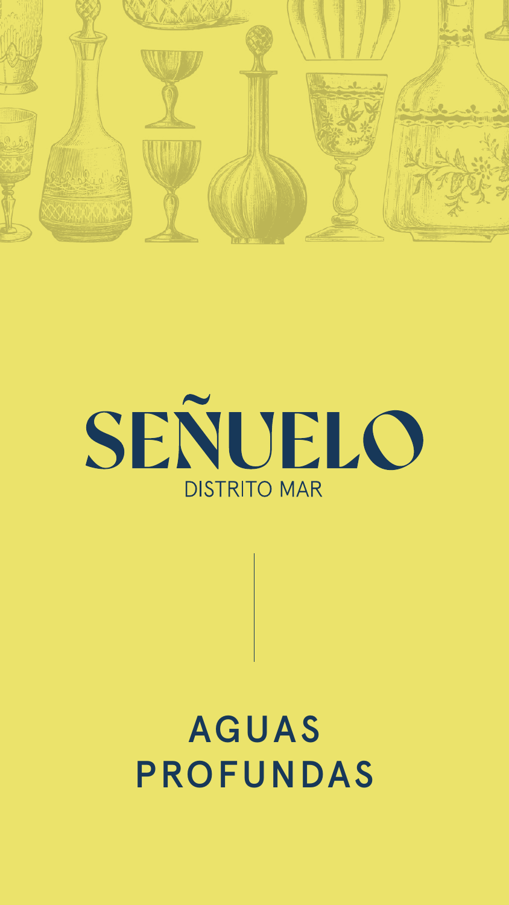# SEÑUELO

DISTRITO MAR

## AGUAS PROFUNDAS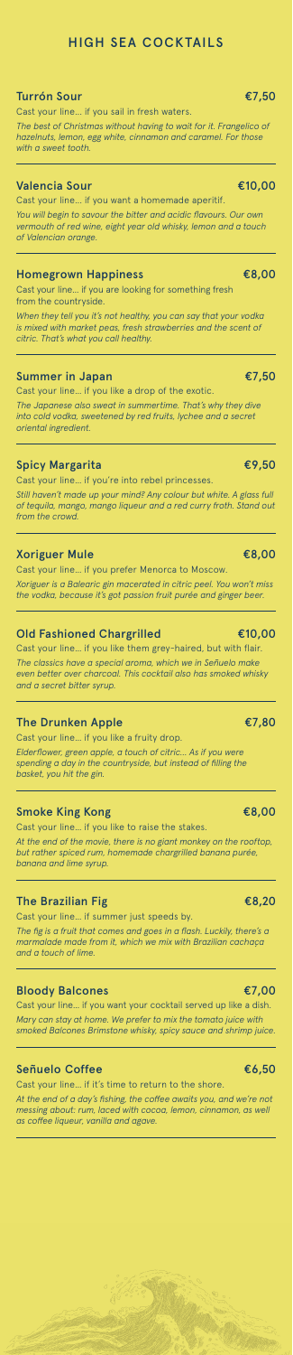# HIGH SEA COCKTAILS

## Turrón Sour €7,50

Cast your line... if you sail in fresh waters.

*The best of Christmas without having to wait for it. Frangelico of hazelnuts, lemon, egg white, cinnamon and caramel. For those with a sweet tooth.*

## Valencia Sour €10,00

Cast your line... if you want a homemade aperitif.

*You will begin to savour the bitter and acidic flavours. Our own vermouth of red wine, eight year old whisky, lemon and a touch of Valencian orange.*

## Homegrown Happiness €8,00

Cast your line... if you are looking for something fresh from the countryside.

*When they tell you it's not healthy, you can say that your vodka is mixed with market peas, fresh strawberries and the scent of citric. That's what you call healthy.*

## Summer in Japan €7,50

Cast your line... if you like a drop of the exotic.

*The Japanese also sweat in summertime. That's why they dive into cold vodka, sweetened by red fruits, lychee and a secret oriental ingredient.*

## Spicy Margarita €9,50

Cast your line... if you're into rebel princesses.

*Still haven't made up your mind? Any colour but white. A glass full of tequila, mango, mango liqueur and a red curry froth. Stand out from the crowd.*

## Xoriguer Mule €8,00

Cast your line... if you prefer Menorca to Moscow.

*Xoriguer is a Balearic gin macerated in citric peel. You won't miss the vodka, because it's got passion fruit purée and ginger beer.*

## Old Fashioned Chargrilled €10,00

Cast your line... if you like them grey-haired, but with flair.

*The classics have a special aroma, which we in Señuelo make even better over charcoal. This cocktail also has smoked whisky and a secret bitter syrup.*

## The Drunken Apple €7,80

Cast your line... if you like a fruity drop.

*Elderflower, green apple, a touch of citric... As if you were spending a day in the countryside, but instead of filling the basket, you hit the gin.*

## Smoke King Kong €8,00

Cast your line... if you like to raise the stakes.

*At the end of the movie, there is no giant monkey on the rooftop, but rather spiced rum, homemade chargrilled banana purée, banana and lime syrup.*

## The Brazilian Fig €8,20

Cast your line... if summer just speeds by.

*The fig is a fruit that comes and goes in a flash. Luckily, there's a marmalade made from it, which we mix with Brazilian cachaça and a touch of lime.*

## Bloody Balcones €7,00

Cast your line... if you want your cocktail served up like a dish.

*Mary can stay at home. We prefer to mix the tomato juice with smoked Balcones Brimstone whisky, spicy sauce and shrimp juice.*

## Señuelo Coffee €6,50

Cast your line... if it's time to return to the shore.

*At the end of a day's fishing, the coffee awaits you, and we're not messing about: rum, laced with cocoa, lemon, cinnamon, as well as coffee liqueur, vanilla and agave.*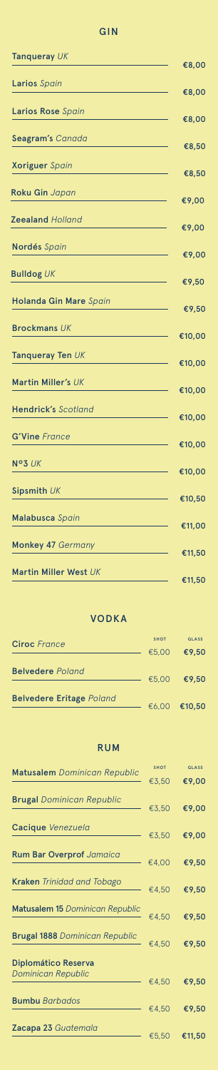## GIN

| | |
|---|---|
| **Tanqueray** *UK* | €8,00 |
| **Larios** *Spain* | €8,00 |
| **Larios Rose** *Spain* | €8,00 |
| **Seagram's** *Canada* | €8,50 |
| **Xoriguer** *Spain* | €8,50 |
| **Roku Gin** *Japan* | €9,00 |
| **Zeealand** *Holland* | €9,00 |
| **Nordés** *Spain* | €9,00 |
| **Bulldog** *UK* | €9,50 |
| **Holanda Gin Mare** *Spain* | €9,50 |
| **Brockmans** *UK* | €10,00 |
| **Tanqueray Ten** *UK* | €10,00 |
| **Martin Miller's** *UK* | €10,00 |
| **Hendrick's** *Scotland* | €10,00 |
| **G'Vine** *France* | €10,00 |
| **Nº3** *UK* | €10,00 |
| **Sipsmith** *UK* | €10,50 |
| **Malabusca** *Spain* | €11,00 |
| **Monkey 47** *Germany* | €11,50 |
| **Martin Miller West** *UK* | €11,50 |

## VODKA

| | SHOT | GLASS |
|---|---|---|
| **Ciroc** *France* | €5,00 | €9,50 |
| **Belvedere** *Poland* | €5,00 | €9,50 |
| **Belvedere Eritage** *Poland* | €6,00 | €10,50 |

## RUM

| | SHOT | GLASS |
|---|---|---|
| **Matusalem** *Dominican Republic* | €3,50 | €9,00 |
| **Brugal** *Dominican Republic* | €3,50 | €9,00 |
| **Cacique** *Venezuela* | €3,50 | €9,00 |
| **Rum Bar Overprof** *Jamaica* | €4,00 | €9,50 |
| **Kraken** *Trinidad and Tobago* | €4,50 | €9,50 |
| **Matusalem 15** *Dominican Republic* | €4,50 | €9,50 |
| **Brugal 1888** *Dominican Republic* | €4,50 | €9,50 |
| **Diplomático Reserva** *Dominican Republic* | €4,50 | €9,50 |
| **Bumbu** *Barbados* | €4,50 | €9,50 |
| **Zacapa 23** *Guatemala* | €5,50 | €11,50 |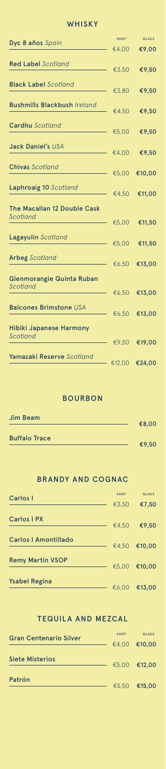## WHISKY

| | SHOT | GLASS |
|---|---|---|
| **Dyc 8 años** *Spain* | €4,00 | **€9,00** |
| **Red Label** *Scotland* | €3,50 | **€9,50** |
| **Black Label** *Scotland* | €3,80 | **€9,50** |
| **Bushmills Blackbush** *Ireland* | €4,50 | **€9,50** |
| **Cardhu** *Scotland* | €5,00 | **€9,50** |
| **Jack Daniel's** *USA* | €4,00 | **€9,50** |
| **Chivas** *Scotland* | €5,00 | **€10,00** |
| **Laphroaig 10** *Scotland* | €4,50 | **€11,00** |
| **The Macallan 12 Double Cask** *Scotland* | €5,00 | **€11,50** |
| **Lagayulin** *Scotland* | €5,00 | **€11,50** |
| **Arbeg** *Scotland* | €6,50 | **€13,00** |
| **Glenmorangie Quinta Ruban** *Scotland* | €6,50 | **€13,00** |
| **Balcones Brimstone** *USA* | €6,50 | **€13,00** |
| **Hibiki Japanese Harmony** *Scotland* | €9,50 | **€19,00** |
| **Yamazaki Reserve** *Scotland* | €12,00 | **€24,00** |

## BOURBON

| | |
|---|---|
| **Jim Beam** | **€8,00** |
| **Buffalo Trace** | **€9,50** |

## BRANDY AND COGNAC

| | SHOT | GLASS |
|---|---|---|
| **Carlos I** | €3,50 | **€7,50** |
| **Carlos I PX** | €4,50 | **€9,50** |
| **Carlos I Amontillado** | €4,50 | **€10,00** |
| **Remy Martin VSOP** | €5,00 | **€10,00** |
| **Ysabel Regina** | €6,00 | **€13,00** |

## TEQUILA AND MEZCAL

| | SHOT | GLASS |
|---|---|---|
| **Gran Centenario Silver** | €4,00 | **€10,00** |
| **Siete Misterios** | €5,00 | **€12,00** |
| **Patrón** | €5,50 | **€15,00** |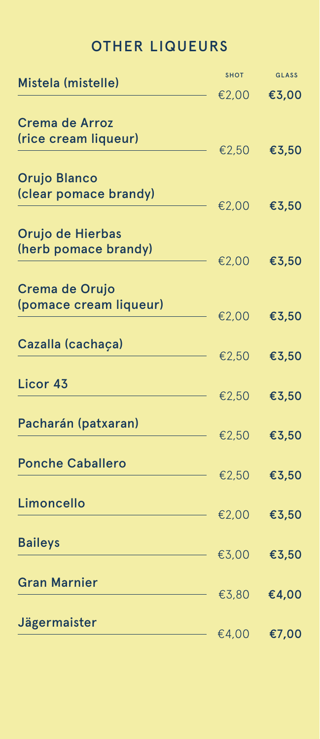## OTHER LIQUEURS

| | SHOT | GLASS |
| --- | --- | --- |
| Mistela (mistelle) | €2,00 | **€3,00** |
| Crema de Arroz (rice cream liqueur) | €2,50 | **€3,50** |
| Orujo Blanco (clear pomace brandy) | €2,00 | **€3,50** |
| Orujo de Hierbas (herb pomace brandy) | €2,00 | **€3,50** |
| Crema de Orujo (pomace cream liqueur) | €2,00 | **€3,50** |
| Cazalla (cachaça) | €2,50 | **€3,50** |
| Licor 43 | €2,50 | **€3,50** |
| Pacharán (patxaran) | €2,50 | **€3,50** |
| Ponche Caballero | €2,50 | **€3,50** |
| Limoncello | €2,00 | **€3,50** |
| Baileys | €3,00 | **€3,50** |
| Gran Marnier | €3,80 | **€4,00** |
| Jägermaister | €4,00 | **€7,00** |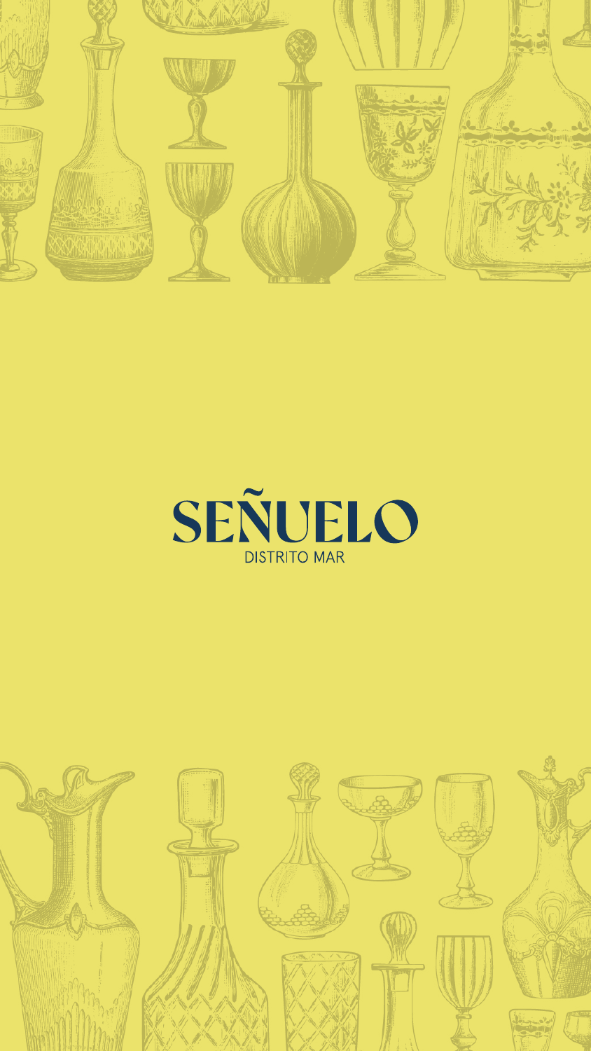# SEÑUELO

DISTRITO MAR